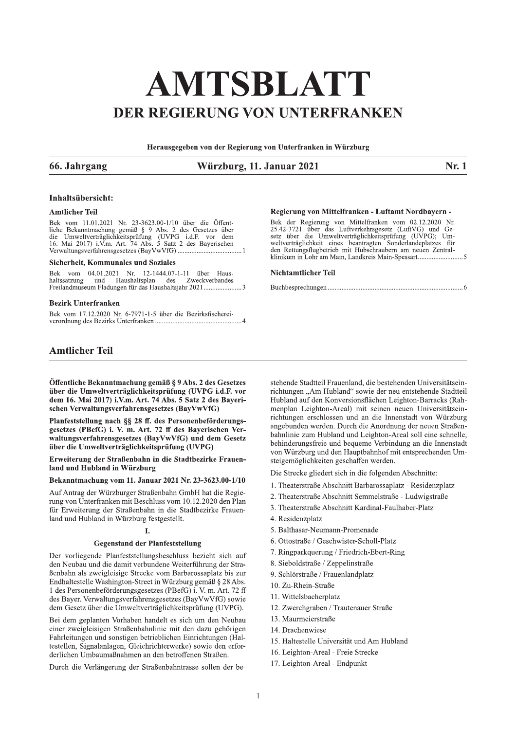# AMTSBLATT

## DER REGIERUNG VON UNTERFRANKEN

Herausgegeben von der Regierung von Unterfranken in Würzburg

**66. Jahrgang** | **Würzburg, 11. Januar 2021** | **Nr. 1**

### Inhaltsübersicht:

**Amtlicher Teil**

Bek vom 11.01.2021 Nr. 23-3623.00-1/10 über die Öffentliche Bekanntmachung gemäß § 9 Abs. 2 des Gesetzes über die Umweltverträglichkeitsprüfung (UVPG i.d.F. vor dem 16. Mai 2017) i.V.m. Art. 74 Abs. 5 Satz 2 des Bayerischen Verwaltungsverfahrensgesetzes (BayVwVfG) .......... 1

**Sicherheit, Kommunales und Soziales**

Bek vom 04.01.2021 Nr. 12-1444.07-1-11 über Haushaltssatzung und Haushaltsplan des Zweckverbandes Freilandmuseum Fladungen für das Haushaltsjahr 2021 .......... 3

**Bezirk Unterfranken**

Bek vom 17.12.2020 Nr. 6-7971-1-5 über die Bezirksfischereiverordnung des Bezirks Unterfranken .......... 4

**Regierung von Mittelfranken - Luftamt Nordbayern -**

Bek der Regierung von Mittelfranken vom 02.12.2020 Nr. 25.42-3721 über das Luftverkehrsgesetz (LuftVG) und Gesetz über die Umweltverträglichkeit (UVPG); Umweltverträglichkeit eines beantragten Sonderlandeplatzes für den Rettungsflugbetrieb mit Hubschraubern am neuen Zentralklinikum in Lohr am Main, Landkreis Main-Spessart .......... 5

**Nichtamtlicher Teil**

Buchbesprechungen .......... 6

## Amtlicher Teil

**Öffentliche Bekanntmachung gemäß § 9 Abs. 2 des Gesetzes über die Umweltverträglichkeitsprüfung (UVPG i.d.F. vor dem 16. Mai 2017) i.V.m. Art. 74 Abs. 5 Satz 2 des Bayerischen Verwaltungsverfahrensgesetzes (BayVwVfG)**

**Planfeststellung nach §§ 28 ff. des Personenbeförderungsgesetzes (PBefG) i. V. m. Art. 72 ff des Bayerischen Verwaltungsverfahrensgesetzes (BayVwVfG) und dem Gesetz über die Umweltverträglichkeitsprüfung (UVPG)**

**Erweiterung der Straßenbahn in die Stadtbezirke Frauenland und Hubland in Würzburg**

**Bekanntmachung vom 11. Januar 2021 Nr. 23-3623.00-1/10**

Auf Antrag der Würzburger Straßenbahn GmbH hat die Regierung von Unterfranken mit Beschluss vom 10.12.2020 den Plan für Erweiterung der Straßenbahn in die Stadtbezirke Frauenland und Hubland in Würzburg festgestellt.

**I.**

**Gegenstand der Planfeststellung**

Der vorliegende Planfeststellungsbeschluss bezieht sich auf den Neubau und die damit verbundene Weiterführung der Straßenbahn als zweigleisige Strecke vom Barbarossaplatz bis zur Endhaltestelle Washington-Street in Würzburg gemäß § 28 Abs. 1 des Personenbeförderungsgesetzes (PBefG) i. V. m. Art. 72 ff des Bayer. Verwaltungsverfahrensgesetzes (BayVwVfG) sowie dem Gesetz über die Umweltverträglichkeitsprüfung (UVPG).

Bei dem geplanten Vorhaben handelt es sich um den Neubau einer zweigleisigen Straßenbahnlinie mit den dazu gehörigen Fahrleitungen und sonstigen betrieblichen Einrichtungen (Haltestellen, Signalanlagen, Gleichrichterwerke) sowie den erforderlichen Umbaumaßnahmen an den betroffenen Straßen.

Durch die Verlängerung der Straßenbahntrasse sollen der bestehende Stadtteil Frauenland, die bestehenden Universitätseinrichtungen „Am Hubland" sowie der neu entstehende Stadtteil Hubland auf den Konversionsflächen Leighton-Barracks (Rahmenplan Leighton-Areal) mit seinen neuen Universitätseinrichtungen erschlossen und an die Innenstadt von Würzburg angebunden werden. Durch die Anordnung der neuen Straßenbahnlinie zum Hubland und Leighton-Areal soll eine schnelle, behinderungsfreie und bequeme Verbindung an die Innenstadt von Würzburg und den Hauptbahnhof mit entsprechenden Umsteigemöglichkeiten geschaffen werden.

Die Strecke gliedert sich in die folgenden Abschnitte:

1. Theaterstraße Abschnitt Barbarossaplatz - Residenzplatz
2. Theaterstraße Abschnitt Semmelstraße - Ludwigstraße
3. Theaterstraße Abschnitt Kardinal-Faulhaber-Platz
4. Residenzplatz
5. Balthasar-Neumann-Promenade
6. Ottostraße / Geschwister-Scholl-Platz
7. Ringparkquerung / Friedrich-Ebert-Ring
8. Sieboldstraße / Zeppelinstraße
9. Schlörstraße / Frauenlandplatz
10. Zu-Rhein-Straße
11. Wittelsbacherplatz
12. Zwerchgraben / Trautenauer Straße
13. Maurmeierstraße
14. Drachenwiese
15. Haltestelle Universität und Am Hubland
16. Leighton-Areal - Freie Strecke
17. Leighton-Areal - Endpunkt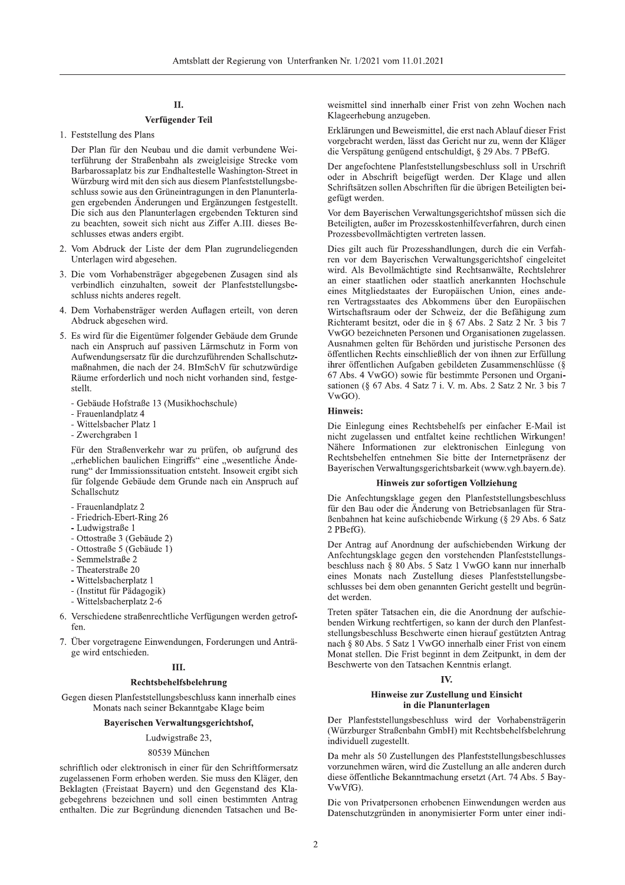## II.

### Verfügender Teil

1. Feststellung des Plans

   Der Plan für den Neubau und die damit verbundene Weiterführung der Straßenbahn als zweigleisige Strecke vom Barbarossaplatz bis zur Endhaltestelle Washington-Street in Würzburg wird mit den sich aus diesem Planfeststellungsbeschluss sowie aus den Grüneintragungen in den Planunterlagen ergebenden Änderungen und Ergänzungen festgestellt. Die sich aus den Planunterlagen ergebenden Tekturen sind zu beachten, soweit sich nicht aus Ziffer A.III. dieses Beschlusses etwas anders ergibt.

2. Vom Abdruck der Liste der dem Plan zugrundeliegenden Unterlagen wird abgesehen.

3. Die vom Vorhabensträger abgegebenen Zusagen sind als verbindlich einzuhalten, soweit der Planfeststellungsbeschluss nichts anderes regelt.

4. Dem Vorhabensträger werden Auflagen erteilt, von deren Abdruck abgesehen wird.

5. Es wird für die Eigentümer folgender Gebäude dem Grunde nach ein Anspruch auf passiven Lärmschutz in Form von Aufwendungsersatz für die durchzuführenden Schallschutzmaßnahmen, die nach der 24. BImSchV für schutzwürdige Räume erforderlich und noch nicht vorhanden sind, festgestellt.

   - Gebäude Hofstraße 13 (Musikhochschule)
   - Frauenlandplatz 4
   - Wittelsbacher Platz 1
   - Zwerchgraben 1

   Für den Straßenverkehr war zu prüfen, ob aufgrund des „erheblichen baulichen Eingriffs" eine „wesentliche Änderung" der Immissionssituation entsteht. Insoweit ergibt sich für folgende Gebäude dem Grunde nach ein Anspruch auf Schallschutz

   - Frauenlandplatz 2
   - Friedrich-Ebert-Ring 26
   - Ludwigstraße 1
   - Ottostraße 3 (Gebäude 2)
   - Ottostraße 5 (Gebäude 1)
   - Semmelstraße 2
   - Theaterstraße 20
   - Wittelsbacherplatz 1
   - (Institut für Pädagogik)
   - Wittelsbacherplatz 2-6

6. Verschiedene straßenrechtliche Verfügungen werden getroffen.

7. Über vorgetragene Einwendungen, Forderungen und Anträge wird entschieden.

## III.

### Rechtsbehelfsbelehrung

Gegen diesen Planfeststellungsbeschluss kann innerhalb eines Monats nach seiner Bekanntgabe Klage beim

**Bayerischen Verwaltungsgerichtshof,**

Ludwigstraße 23,

80539 München

schriftlich oder elektronisch in einer für den Schriftformersatz zugelassenen Form erhoben werden. Sie muss den Kläger, den Beklagten (Freistaat Bayern) und den Gegenstand des Klagebegehrens bezeichnen und soll einen bestimmten Antrag enthalten. Die zur Begründung dienenden Tatsachen und Beweismittel sind innerhalb einer Frist von zehn Wochen nach Klageerhebung anzugeben.

Erklärungen und Beweismittel, die erst nach Ablauf dieser Frist vorgebracht werden, lässt das Gericht nur zu, wenn der Kläger die Verspätung genügend entschuldigt, § 29 Abs. 7 PBefG.

Der angefochtene Planfeststellungsbeschluss soll in Urschrift oder in Abschrift beigefügt werden. Der Klage und allen Schriftsätzen sollen Abschriften für die übrigen Beteiligten beigefügt werden.

Vor dem Bayerischen Verwaltungsgerichtshof müssen sich die Beteiligten, außer im Prozesskostenhilfeverfahren, durch einen Prozessbevollmächtigten vertreten lassen.

Dies gilt auch für Prozesshandlungen, durch die ein Verfahren vor dem Bayerischen Verwaltungsgerichtshof eingeleitet wird. Als Bevollmächtigte sind Rechtsanwälte, Rechtslehrer an einer staatlichen oder staatlich anerkannten Hochschule eines Mitgliedstaates der Europäischen Union, eines anderen Vertragsstaates des Abkommens über den Europäischen Wirtschaftsraum oder der Schweiz, der die Befähigung zum Richteramt besitzt, oder die in § 67 Abs. 2 Satz 2 Nr. 3 bis 7 VwGO bezeichneten Personen und Organisationen zugelassen. Ausnahmen gelten für Behörden und juristische Personen des öffentlichen Rechts einschließlich der von ihnen zur Erfüllung ihrer öffentlichen Aufgaben gebildeten Zusammenschlüsse (§ 67 Abs. 4 VwGO) sowie für bestimmte Personen und Organisationen (§ 67 Abs. 4 Satz 7 i. V. m. Abs. 2 Satz 2 Nr. 3 bis 7 VwGO).

**Hinweis:**

Die Einlegung eines Rechtsbehelfs per einfacher E-Mail ist nicht zugelassen und entfaltet keine rechtlichen Wirkungen! Nähere Informationen zur elektronischen Einlegung von Rechtsbehelfen entnehmen Sie bitte der Internetpräsenz der Bayerischen Verwaltungsgerichtsbarkeit (www.vgh.bayern.de).

### Hinweis zur sofortigen Vollziehung

Die Anfechtungsklage gegen den Planfeststellungsbeschluss für den Bau oder die Änderung von Betriebsanlagen für Straßenbahnen hat keine aufschiebende Wirkung (§ 29 Abs. 6 Satz 2 PBefG).

Der Antrag auf Anordnung der aufschiebenden Wirkung der Anfechtungsklage gegen den vorstehenden Planfeststellungsbeschluss nach § 80 Abs. 5 Satz 1 VwGO kann nur innerhalb eines Monats nach Zustellung dieses Planfeststellungsbeschlusses bei dem oben genannten Gericht gestellt und begründet werden.

Treten später Tatsachen ein, die die Anordnung der aufschiebenden Wirkung rechtfertigen, so kann der durch den Planfeststellungsbeschluss Beschwerte einen hierauf gestützten Antrag nach § 80 Abs. 5 Satz 1 VwGO innerhalb einer Frist von einem Monat stellen. Die Frist beginnt in dem Zeitpunkt, in dem der Beschwerte von den Tatsachen Kenntnis erlangt.

## IV.

### Hinweise zur Zustellung und Einsicht in die Planunterlagen

Der Planfeststellungsbeschluss wird der Vorhabensträgerin (Würzburger Straßenbahn GmbH) mit Rechtsbehelfsbelehrung individuell zugestellt.

Da mehr als 50 Zustellungen des Planfeststellungsbeschlusses vorzunehmen wären, wird die Zustellung an alle anderen durch diese öffentliche Bekanntmachung ersetzt (Art. 74 Abs. 5 BayVwVfG).

Die von Privatpersonen erhobenen Einwendungen werden aus Datenschutzgründen in anonymisierter Form unter einer indi-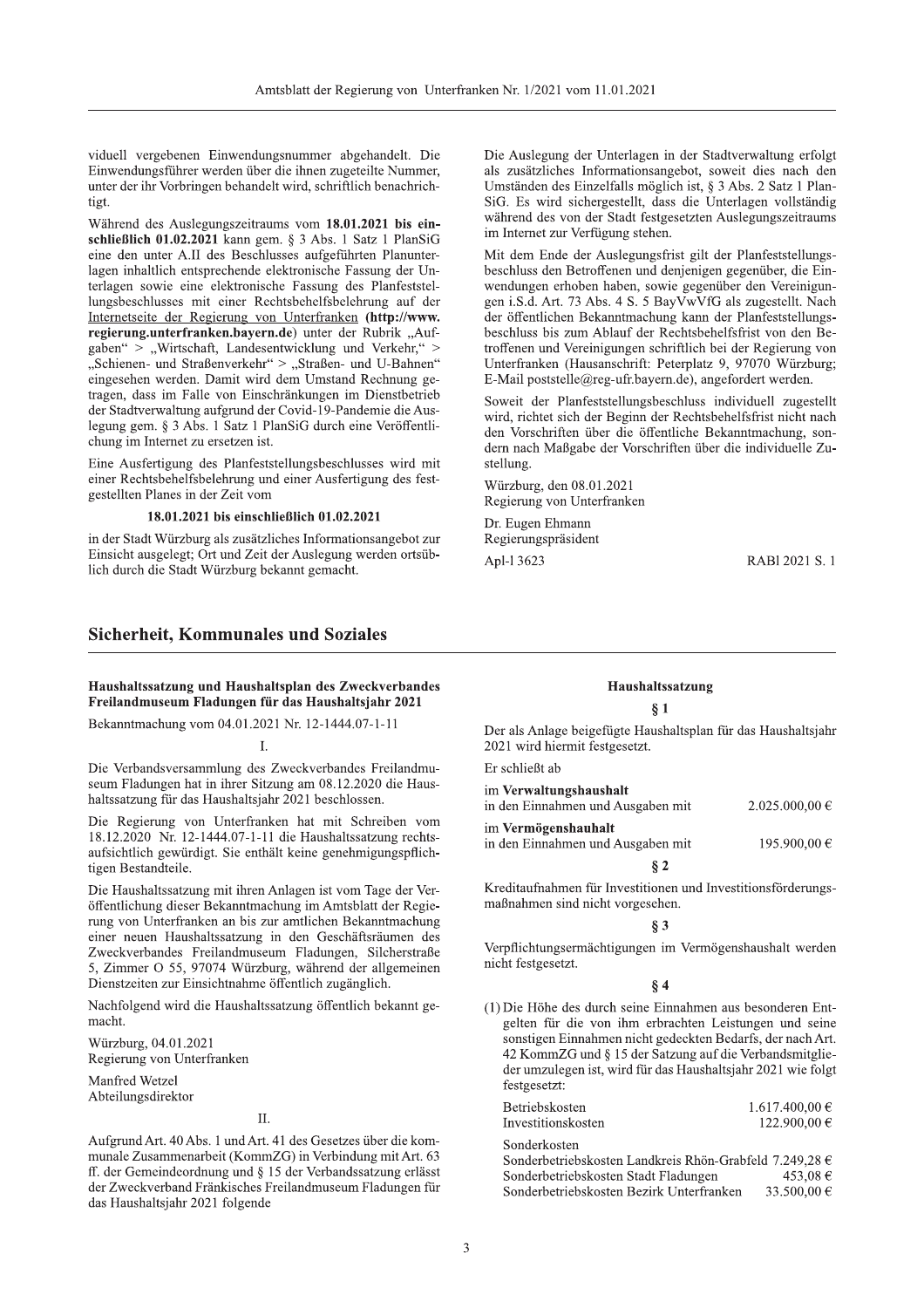viduell vergebenen Einwendungsnummer abgehandelt. Die Einwendungsführer werden über die ihnen zugeteilte Nummer, unter der ihr Vorbringen behandelt wird, schriftlich benachrichtigt.

Während des Auslegungszeitraums vom **18.01.2021 bis einschließlich 01.02.2021** kann gem. § 3 Abs. 1 Satz 1 PlanSiG eine den unter A.II des Beschlusses aufgeführten Planunterlagen inhaltlich entsprechende elektronische Fassung der Unterlagen sowie eine elektronische Fassung des Planfeststellungsbeschlusses mit einer Rechtsbehelfsbelehrung auf der Internetseite der Regierung von Unterfranken **(http://www.regierung.unterfranken.bayern.de)** unter der Rubrik „Aufgaben" > „Wirtschaft, Landesentwicklung und Verkehr," > „Schienen- und Straßenverkehr" > „Straßen- und U-Bahnen" eingesehen werden. Damit wird dem Umstand Rechnung getragen, dass im Falle von Einschränkungen im Dienstbetrieb der Stadtverwaltung aufgrund der Covid-19-Pandemie die Auslegung gem. § 3 Abs. 1 Satz 1 PlanSiG durch eine Veröffentlichung im Internet zu ersetzen ist.

Eine Ausfertigung des Planfeststellungsbeschlusses wird mit einer Rechtsbehelfsbelehrung und einer Ausfertigung des festgestellten Planes in der Zeit vom

**18.01.2021 bis einschließlich 01.02.2021**

in der Stadt Würzburg als zusätzliches Informationsangebot zur Einsicht ausgelegt; Ort und Zeit der Auslegung werden ortsüblich durch die Stadt Würzburg bekannt gemacht.

Die Auslegung der Unterlagen in der Stadtverwaltung erfolgt als zusätzliches Informationsangebot, soweit dies nach den Umständen des Einzelfalls möglich ist, § 3 Abs. 2 Satz 1 PlanSiG. Es wird sichergestellt, dass die Unterlagen vollständig während des von der Stadt festgesetzten Auslegungszeitraums im Internet zur Verfügung stehen.

Mit dem Ende der Auslegungsfrist gilt der Planfeststellungsbeschluss den Betroffenen und denjenigen gegenüber, die Einwendungen erhoben haben, sowie gegenüber den Vereinigungen i.S.d. Art. 73 Abs. 4 S. 5 BayVwVfG als zugestellt. Nach der öffentlichen Bekanntmachung kann der Planfeststellungsbeschluss bis zum Ablauf der Rechtsbehelfsfrist von den Betroffenen und Vereinigungen schriftlich bei der Regierung von Unterfranken (Hausanschrift: Peterplatz 9, 97070 Würzburg; E-Mail poststelle@reg-ufr.bayern.de), angefordert werden.

Soweit der Planfeststellungsbeschluss individuell zugestellt wird, richtet sich der Beginn der Rechtsbehelfsfrist nicht nach den Vorschriften über die öffentliche Bekanntmachung, sondern nach Maßgabe der Vorschriften über die individuelle Zustellung.

Würzburg, den 08.01.2021
Regierung von Unterfranken

Dr. Eugen Ehmann
Regierungspräsident

Apl-l 3623 RABl 2021 S. 1

## Sicherheit, Kommunales und Soziales

### Haushaltssatzung und Haushaltsplan des Zweckverbandes Freilandmuseum Fladungen für das Haushaltsjahr 2021

Bekanntmachung vom 04.01.2021 Nr. 12-1444.07-1-11

I.

Die Verbandsversammlung des Zweckverbandes Freilandmuseum Fladungen hat in ihrer Sitzung am 08.12.2020 die Haushaltssatzung für das Haushaltsjahr 2021 beschlossen.

Die Regierung von Unterfranken hat mit Schreiben vom 18.12.2020 Nr. 12-1444.07-1-11 die Haushaltssatzung rechtsaufsichtlich gewürdigt. Sie enthält keine genehmigungspflichtigen Bestandteile.

Die Haushaltssatzung mit ihren Anlagen ist vom Tage der Veröffentlichung dieser Bekanntmachung im Amtsblatt der Regierung von Unterfranken an bis zur amtlichen Bekanntmachung einer neuen Haushaltssatzung in den Geschäftsräumen des Zweckverbandes Freilandmuseum Fladungen, Silcherstraße 5, Zimmer O 55, 97074 Würzburg, während der allgemeinen Dienstzeiten zur Einsichtnahme öffentlich zugänglich.

Nachfolgend wird die Haushaltssatzung öffentlich bekannt gemacht.

Würzburg, 04.01.2021
Regierung von Unterfranken

Manfred Wetzel
Abteilungsdirektor

II.

Aufgrund Art. 40 Abs. 1 und Art. 41 des Gesetzes über die kommunale Zusammenarbeit (KommZG) in Verbindung mit Art. 63 ff. der Gemeindeordnung und § 15 der Verbandssatzung erlässt der Zweckverband Fränkisches Freilandmuseum Fladungen für das Haushaltsjahr 2021 folgende

**Haushaltssatzung**

**§ 1**

Der als Anlage beigefügte Haushaltsplan für das Haushaltsjahr 2021 wird hiermit festgesetzt.

Er schließt ab

| | |
|---|---|
| im **Verwaltungshaushalt** in den Einnahmen und Ausgaben mit | 2.025.000,00 € |
| im **Vermögenshaushalt** in den Einnahmen und Ausgaben mit | 195.900,00 € |

**§ 2**

Kreditaufnahmen für Investitionen und Investitionsförderungsmaßnahmen sind nicht vorgesehen.

**§ 3**

Verpflichtungsermächtigungen im Vermögenshaushalt werden nicht festgesetzt.

**§ 4**

(1) Die Höhe des durch seine Einnahmen aus besonderen Entgelten für die von ihm erbrachten Leistungen und seine sonstigen Einnahmen nicht gedeckten Bedarfs, der nach Art. 42 KommZG und § 15 der Satzung auf die Verbandsmitglieder umzulegen ist, wird für das Haushaltsjahr 2021 wie folgt festgesetzt:

| | |
|---|---|
| Betriebskosten | 1.617.400,00 € |
| Investitionskosten | 122.900,00 € |
| Sonderkosten | |
| Sonderbetriebskosten Landkreis Rhön-Grabfeld | 7.249,28 € |
| Sonderbetriebskosten Stadt Fladungen | 453,08 € |
| Sonderbetriebskosten Bezirk Unterfranken | 33.500,00 € |